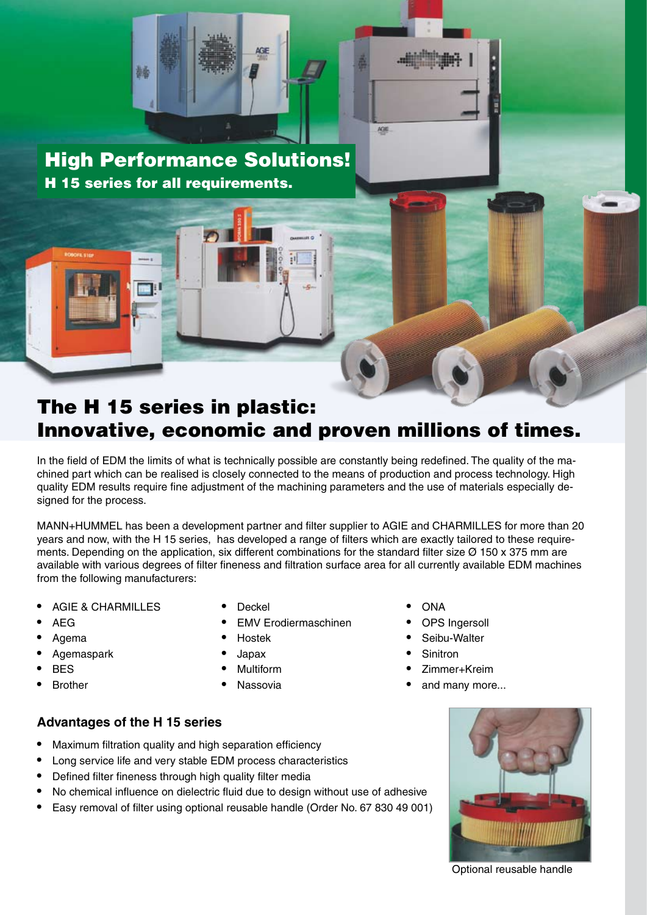## High Performance Solutions!

**H 15 series for all requirements.**

# The H 15 series in plastic: Innovative, economic and proven millions of times.

In the field of EDM the limits of what is technically possible are constantly being redefined. The quality of the machined part which can be realised is closely connected to the means of production and process technology. High quality EDM results require fine adjustment of the machining parameters and the use of materials especially designed for the process.

MANN+HUMMEL has been a development partner and filter supplier to AGIE and CHARMILLES for more than 20 years and now, with the H 15 series, has developed a range of filters which are exactly tailored to these requirements. Depending on the application, six different combinations for the standard filter size Ø 150 x 375 mm are available with various degrees of filter fineness and filtration surface area for all currently available EDM machines from the following manufacturers:

- AGIE & CHARMILLES
- AEG
- Agema
- Agemaspark
- BES
- Brother
- Deckel
- EMV Erodiermaschinen
- Hostek
- Japax
- Multiform
- Nassovia
- ONA
- OPS Ingersoll
- Seibu-Walter
- Sinitron
- Zimmer+Kreim
- and many more...

### Advantages of the H 15 series

- Maximum filtration quality and high separation efficiency
- Long service life and very stable EDM process characteristics
- Defined filter fineness through high quality filter media
- No chemical influence on dielectric fluid due to design without use of adhesive
- Easy removal of filter using optional reusable handle (Order No. 67 830 49 001)

Optional reusable handle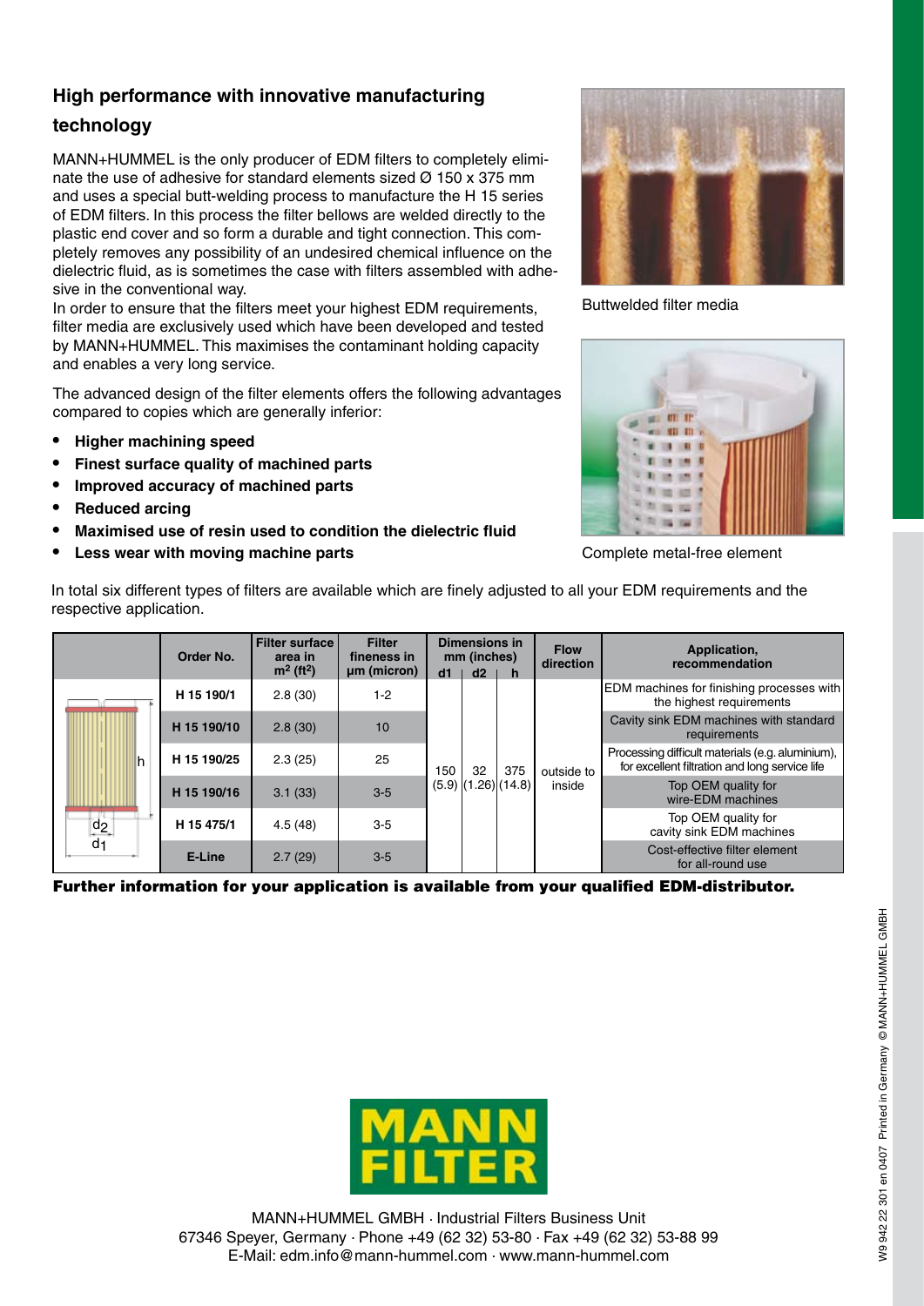## High performance with innovative manufacturing technology

MANN+HUMMEL is the only producer of EDM filters to completely eliminate the use of adhesive for standard elements sized Ø 150 x 375 mm and uses a special butt-welding process to manufacture the H 15 series of EDM filters. In this process the filter bellows are welded directly to the plastic end cover and so form a durable and tight connection. This completely removes any possibility of an undesired chemical influence on the dielectric fluid, as is sometimes the case with filters assembled with adhesive in the conventional way.

In order to ensure that the filters meet your highest EDM requirements, filter media are exclusively used which have been developed and tested by MANN+HUMMEL. This maximises the contaminant holding capacity and enables a very long service.

The advanced design of the filter elements offers the following advantages compared to copies which are generally inferior:

- **Higher machining speed**
- **Finest surface quality of machined parts**
- **Improved accuracy of machined parts**
- **Reduced arcing**
- **Maximised use of resin used to condition the dielectric fluid**
- **Less wear with moving machine parts**

Buttwelded filter media

Complete metal-free element

In total six different types of filters are available which are finely adjusted to all your EDM requirements and the respective application.

| | Order No. | Filter surface area in $m^2$ ($ft^2$) | Filter fineness in µm (micron) | Dimensions in mm (inches) d1 | d2 | h | Flow direction | Application, recommendation |
|---|---|---|---|---|---|---|---|---|
| | H 15 190/1 | 2.8 (30) | 1-2 | 150 (5.9) | 32 (1.26) | 375 (14.8) | outside to inside | EDM machines for finishing processes with the highest requirements |
| | H 15 190/10 | 2.8 (30) | 10 | | | | | Cavity sink EDM machines with standard requirements |
| | H 15 190/25 | 2.3 (25) | 25 | | | | | Processing difficult materials (e.g. aluminium), for excellent filtration and long service life |
| | H 15 190/16 | 3.1 (33) | 3-5 | | | | | Top OEM quality for wire-EDM machines |
| | H 15 475/1 | 4.5 (48) | 3-5 | | | | | Top OEM quality for cavity sink EDM machines |
| | E-Line | 2.7 (29) | 3-5 | | | | | Cost-effective filter element for all-round use |

**Further information for your application is available from your qualified EDM-distributor.**

MANN FILTER

MANN+HUMMEL GMBH · Industrial Filters Business Unit
67346 Speyer, Germany · Phone +49 (62 32) 53-80 · Fax +49 (62 32) 53-88 99
E-Mail: edm.info@mann-hummel.com · www.mann-hummel.com

W9 942 22 301 en 0407 Printed in Germany © MANN+HUMMEL GMBH